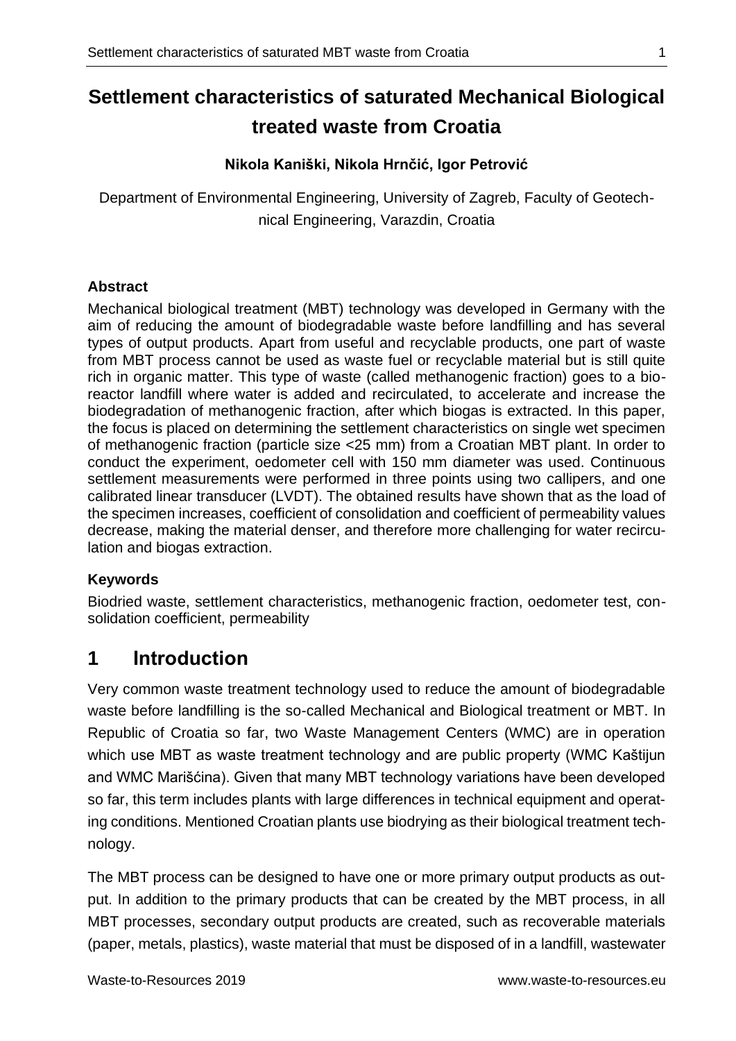# Settlement characteristics of saturated Mechanical Biological treated waste from Croatia

**Nikola Kaniški, Nikola Hrnčić, Igor Petrović**

Department of Environmental Engineering, University of Zagreb, Faculty of Geotechnical Engineering, Varazdin, Croatia

### Abstract

Mechanical biological treatment (MBT) technology was developed in Germany with the aim of reducing the amount of biodegradable waste before landfilling and has several types of output products. Apart from useful and recyclable products, one part of waste from MBT process cannot be used as waste fuel or recyclable material but is still quite rich in organic matter. This type of waste (called methanogenic fraction) goes to a bioreactor landfill where water is added and recirculated, to accelerate and increase the biodegradation of methanogenic fraction, after which biogas is extracted. In this paper, the focus is placed on determining the settlement characteristics on single wet specimen of methanogenic fraction (particle size <25 mm) from a Croatian MBT plant. In order to conduct the experiment, oedometer cell with 150 mm diameter was used. Continuous settlement measurements were performed in three points using two callipers, and one calibrated linear transducer (LVDT). The obtained results have shown that as the load of the specimen increases, coefficient of consolidation and coefficient of permeability values decrease, making the material denser, and therefore more challenging for water recirculation and biogas extraction.

### Keywords

Biodried waste, settlement characteristics, methanogenic fraction, oedometer test, consolidation coefficient, permeability

## 1 Introduction

Very common waste treatment technology used to reduce the amount of biodegradable waste before landfilling is the so-called Mechanical and Biological treatment or MBT. In Republic of Croatia so far, two Waste Management Centers (WMC) are in operation which use MBT as waste treatment technology and are public property (WMC Kaštijun and WMC Marišćina). Given that many MBT technology variations have been developed so far, this term includes plants with large differences in technical equipment and operating conditions. Mentioned Croatian plants use biodrying as their biological treatment technology.

The MBT process can be designed to have one or more primary output products as output. In addition to the primary products that can be created by the MBT process, in all MBT processes, secondary output products are created, such as recoverable materials (paper, metals, plastics), waste material that must be disposed of in a landfill, wastewater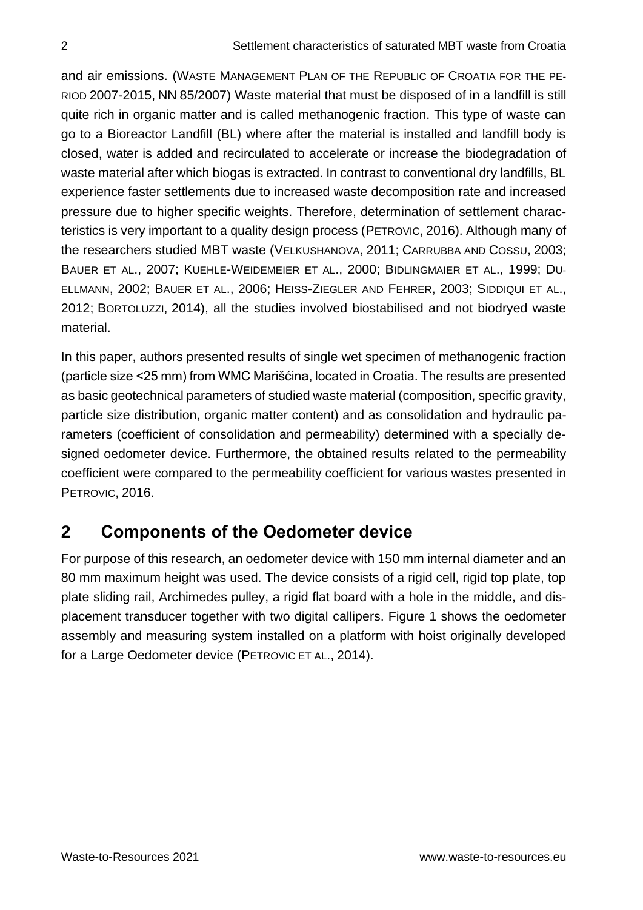and air emissions. (WASTE MANAGEMENT PLAN OF THE REPUBLIC OF CROATIA FOR THE PERIOD 2007-2015, NN 85/2007) Waste material that must be disposed of in a landfill is still quite rich in organic matter and is called methanogenic fraction. This type of waste can go to a Bioreactor Landfill (BL) where after the material is installed and landfill body is closed, water is added and recirculated to accelerate or increase the biodegradation of waste material after which biogas is extracted. In contrast to conventional dry landfills, BL experience faster settlements due to increased waste decomposition rate and increased pressure due to higher specific weights. Therefore, determination of settlement characteristics is very important to a quality design process (PETROVIC, 2016). Although many of the researchers studied MBT waste (VELKUSHANOVA, 2011; CARRUBBA AND COSSU, 2003; BAUER ET AL., 2007; KUEHLE-WEIDEMEIER ET AL., 2000; BIDLINGMAIER ET AL., 1999; DUELLMANN, 2002; BAUER ET AL., 2006; HEISS-ZIEGLER AND FEHRER, 2003; SIDDIQUI ET AL., 2012; BORTOLUZZI, 2014), all the studies involved biostabilised and not biodryed waste material.

In this paper, authors presented results of single wet specimen of methanogenic fraction (particle size <25 mm) from WMC Marišćina, located in Croatia. The results are presented as basic geotechnical parameters of studied waste material (composition, specific gravity, particle size distribution, organic matter content) and as consolidation and hydraulic parameters (coefficient of consolidation and permeability) determined with a specially designed oedometer device. Furthermore, the obtained results related to the permeability coefficient were compared to the permeability coefficient for various wastes presented in PETROVIC, 2016.

## 2 Components of the Oedometer device

For purpose of this research, an oedometer device with 150 mm internal diameter and an 80 mm maximum height was used. The device consists of a rigid cell, rigid top plate, top plate sliding rail, Archimedes pulley, a rigid flat board with a hole in the middle, and displacement transducer together with two digital callipers. Figure 1 shows the oedometer assembly and measuring system installed on a platform with hoist originally developed for a Large Oedometer device (PETROVIC ET AL., 2014).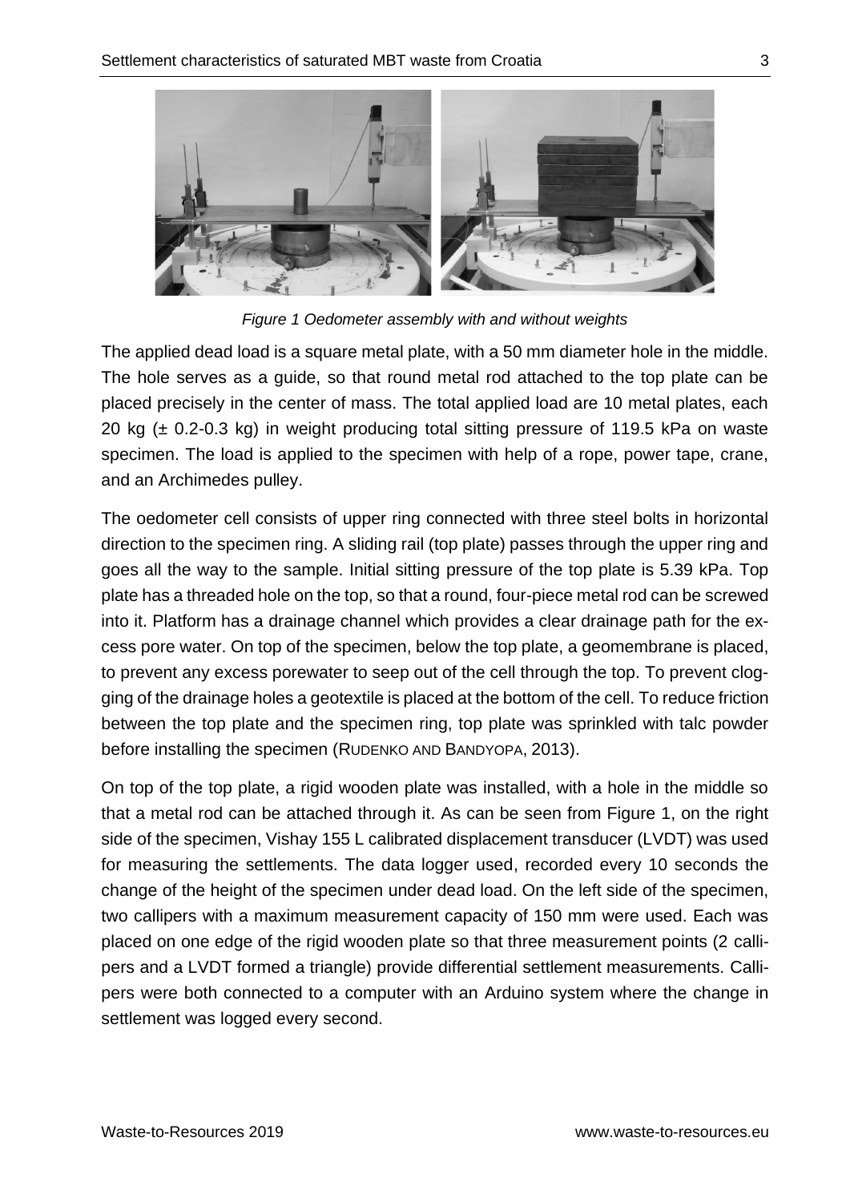*Figure 1 Oedometer assembly with and without weights*

The applied dead load is a square metal plate, with a 50 mm diameter hole in the middle. The hole serves as a guide, so that round metal rod attached to the top plate can be placed precisely in the center of mass. The total applied load are 10 metal plates, each 20 kg (± 0.2-0.3 kg) in weight producing total sitting pressure of 119.5 kPa on waste specimen. The load is applied to the specimen with help of a rope, power tape, crane, and an Archimedes pulley.

The oedometer cell consists of upper ring connected with three steel bolts in horizontal direction to the specimen ring. A sliding rail (top plate) passes through the upper ring and goes all the way to the sample. Initial sitting pressure of the top plate is 5.39 kPa. Top plate has a threaded hole on the top, so that a round, four-piece metal rod can be screwed into it. Platform has a drainage channel which provides a clear drainage path for the excess pore water. On top of the specimen, below the top plate, a geomembrane is placed, to prevent any excess porewater to seep out of the cell through the top. To prevent clogging of the drainage holes a geotextile is placed at the bottom of the cell. To reduce friction between the top plate and the specimen ring, top plate was sprinkled with talc powder before installing the specimen (RUDENKO AND BANDYOPA, 2013).

On top of the top plate, a rigid wooden plate was installed, with a hole in the middle so that a metal rod can be attached through it. As can be seen from Figure 1, on the right side of the specimen, Vishay 155 L calibrated displacement transducer (LVDT) was used for measuring the settlements. The data logger used, recorded every 10 seconds the change of the height of the specimen under dead load. On the left side of the specimen, two callipers with a maximum measurement capacity of 150 mm were used. Each was placed on one edge of the rigid wooden plate so that three measurement points (2 callipers and a LVDT formed a triangle) provide differential settlement measurements. Callipers were both connected to a computer with an Arduino system where the change in settlement was logged every second.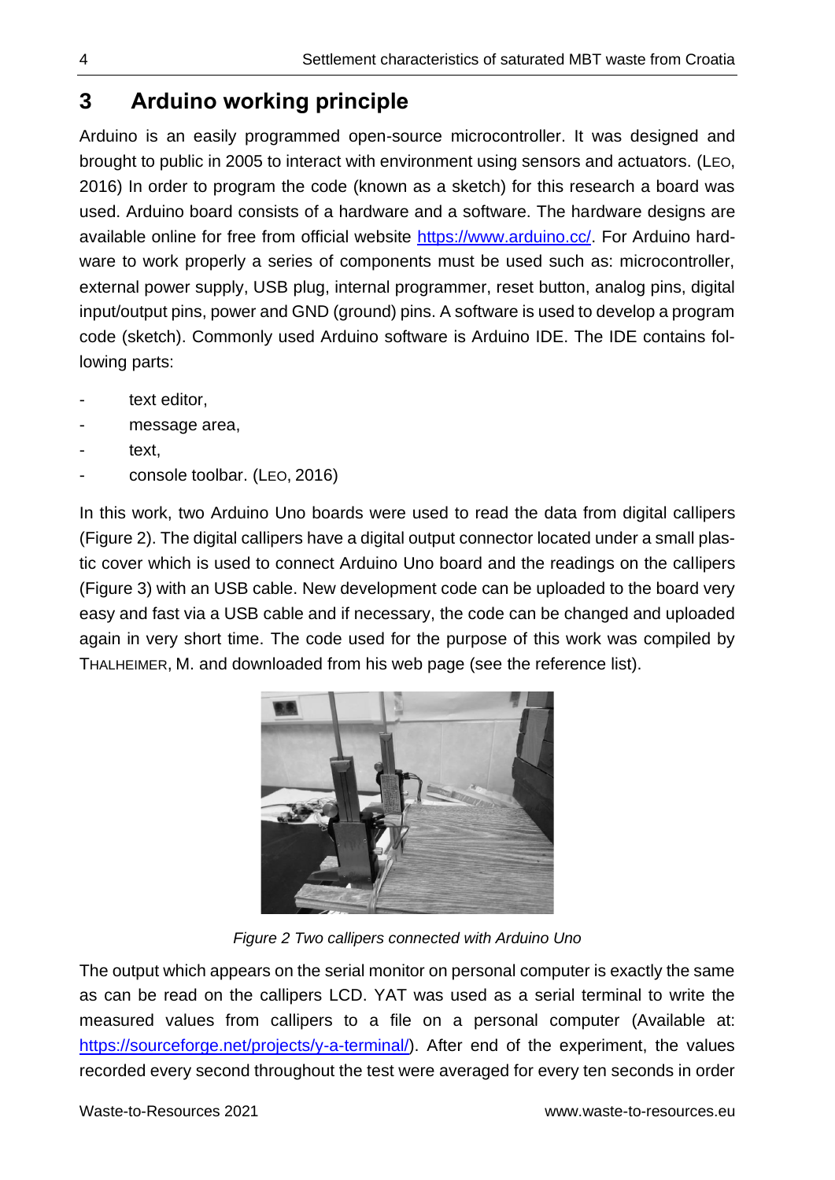## 3 Arduino working principle

Arduino is an easily programmed open-source microcontroller. It was designed and brought to public in 2005 to interact with environment using sensors and actuators. (LEO, 2016) In order to program the code (known as a sketch) for this research a board was used. Arduino board consists of a hardware and a software. The hardware designs are available online for free from official website https://www.arduino.cc/. For Arduino hardware to work properly a series of components must be used such as: microcontroller, external power supply, USB plug, internal programmer, reset button, analog pins, digital input/output pins, power and GND (ground) pins. A software is used to develop a program code (sketch). Commonly used Arduino software is Arduino IDE. The IDE contains following parts:

- text editor,
- message area,
- text,
- console toolbar. (LEO, 2016)

In this work, two Arduino Uno boards were used to read the data from digital callipers (Figure 2). The digital callipers have a digital output connector located under a small plastic cover which is used to connect Arduino Uno board and the readings on the callipers (Figure 3) with an USB cable. New development code can be uploaded to the board very easy and fast via a USB cable and if necessary, the code can be changed and uploaded again in very short time. The code used for the purpose of this work was compiled by THALHEIMER, M. and downloaded from his web page (see the reference list).

*Figure 2 Two callipers connected with Arduino Uno*

The output which appears on the serial monitor on personal computer is exactly the same as can be read on the callipers LCD. YAT was used as a serial terminal to write the measured values from callipers to a file on a personal computer (Available at: https://sourceforge.net/projects/y-a-terminal/). After end of the experiment, the values recorded every second throughout the test were averaged for every ten seconds in order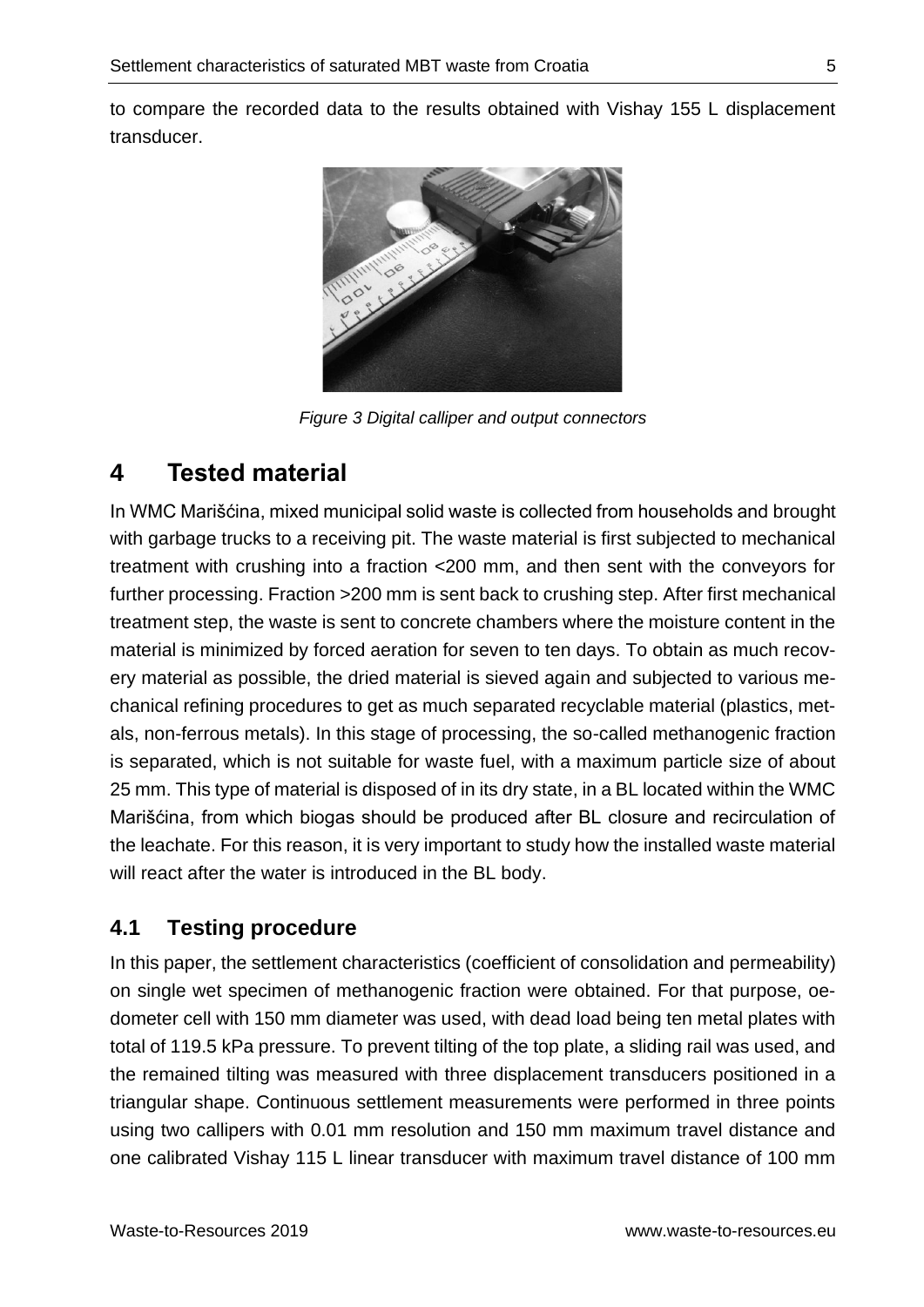to compare the recorded data to the results obtained with Vishay 155 L displacement transducer.

*Figure 3 Digital calliper and output connectors*

# 4 Tested material

In WMC Marišćina, mixed municipal solid waste is collected from households and brought with garbage trucks to a receiving pit. The waste material is first subjected to mechanical treatment with crushing into a fraction <200 mm, and then sent with the conveyors for further processing. Fraction >200 mm is sent back to crushing step. After first mechanical treatment step, the waste is sent to concrete chambers where the moisture content in the material is minimized by forced aeration for seven to ten days. To obtain as much recovery material as possible, the dried material is sieved again and subjected to various mechanical refining procedures to get as much separated recyclable material (plastics, metals, non-ferrous metals). In this stage of processing, the so-called methanogenic fraction is separated, which is not suitable for waste fuel, with a maximum particle size of about 25 mm. This type of material is disposed of in its dry state, in a BL located within the WMC Marišćina, from which biogas should be produced after BL closure and recirculation of the leachate. For this reason, it is very important to study how the installed waste material will react after the water is introduced in the BL body.

## 4.1 Testing procedure

In this paper, the settlement characteristics (coefficient of consolidation and permeability) on single wet specimen of methanogenic fraction were obtained. For that purpose, oedometer cell with 150 mm diameter was used, with dead load being ten metal plates with total of 119.5 kPa pressure. To prevent tilting of the top plate, a sliding rail was used, and the remained tilting was measured with three displacement transducers positioned in a triangular shape. Continuous settlement measurements were performed in three points using two callipers with 0.01 mm resolution and 150 mm maximum travel distance and one calibrated Vishay 115 L linear transducer with maximum travel distance of 100 mm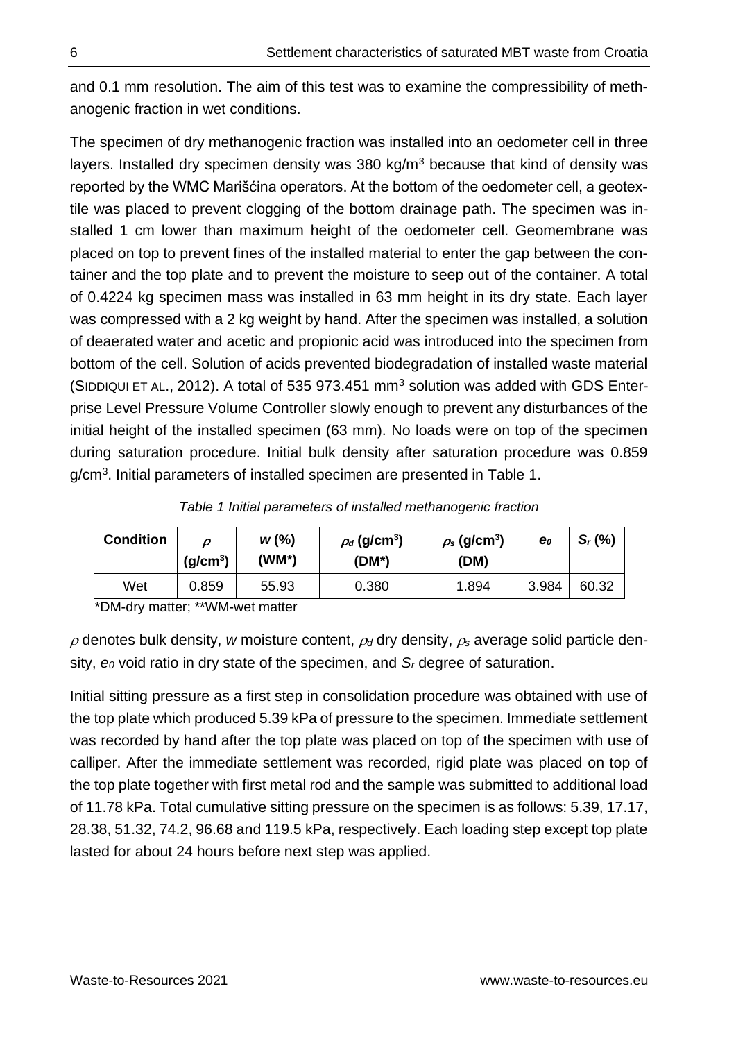and 0.1 mm resolution. The aim of this test was to examine the compressibility of methanogenic fraction in wet conditions.

The specimen of dry methanogenic fraction was installed into an oedometer cell in three layers. Installed dry specimen density was 380 kg/m$^3$ because that kind of density was reported by the WMC Marišćina operators. At the bottom of the oedometer cell, a geotextile was placed to prevent clogging of the bottom drainage path. The specimen was installed 1 cm lower than maximum height of the oedometer cell. Geomembrane was placed on top to prevent fines of the installed material to enter the gap between the container and the top plate and to prevent the moisture to seep out of the container. A total of 0.4224 kg specimen mass was installed in 63 mm height in its dry state. Each layer was compressed with a 2 kg weight by hand. After the specimen was installed, a solution of deaerated water and acetic and propionic acid was introduced into the specimen from bottom of the cell. Solution of acids prevented biodegradation of installed waste material (Siddiqui et al., 2012). A total of 535 973.451 mm$^3$ solution was added with GDS Enterprise Level Pressure Volume Controller slowly enough to prevent any disturbances of the initial height of the installed specimen (63 mm). No loads were on top of the specimen during saturation procedure. Initial bulk density after saturation procedure was 0.859 g/cm$^3$. Initial parameters of installed specimen are presented in Table 1.

*Table 1 Initial parameters of installed methanogenic fraction*

| Condition | $\rho$ (g/cm$^3$) | $w$ (%) (WM*) | $\rho_d$ (g/cm$^3$) (DM*) | $\rho_s$ (g/cm$^3$) (DM) | $e_0$ | $S_r$ (%) |
|---|---|---|---|---|---|---|
| Wet | 0.859 | 55.93 | 0.380 | 1.894 | 3.984 | 60.32 |

*DM-dry matter; **WM-wet matter

$\rho$ denotes bulk density, $w$ moisture content, $\rho_d$ dry density, $\rho_s$ average solid particle density, $e_0$ void ratio in dry state of the specimen, and $S_r$ degree of saturation.

Initial sitting pressure as a first step in consolidation procedure was obtained with use of the top plate which produced 5.39 kPa of pressure to the specimen. Immediate settlement was recorded by hand after the top plate was placed on top of the specimen with use of calliper. After the immediate settlement was recorded, rigid plate was placed on top of the top plate together with first metal rod and the sample was submitted to additional load of 11.78 kPa. Total cumulative sitting pressure on the specimen is as follows: 5.39, 17.17, 28.38, 51.32, 74.2, 96.68 and 119.5 kPa, respectively. Each loading step except top plate lasted for about 24 hours before next step was applied.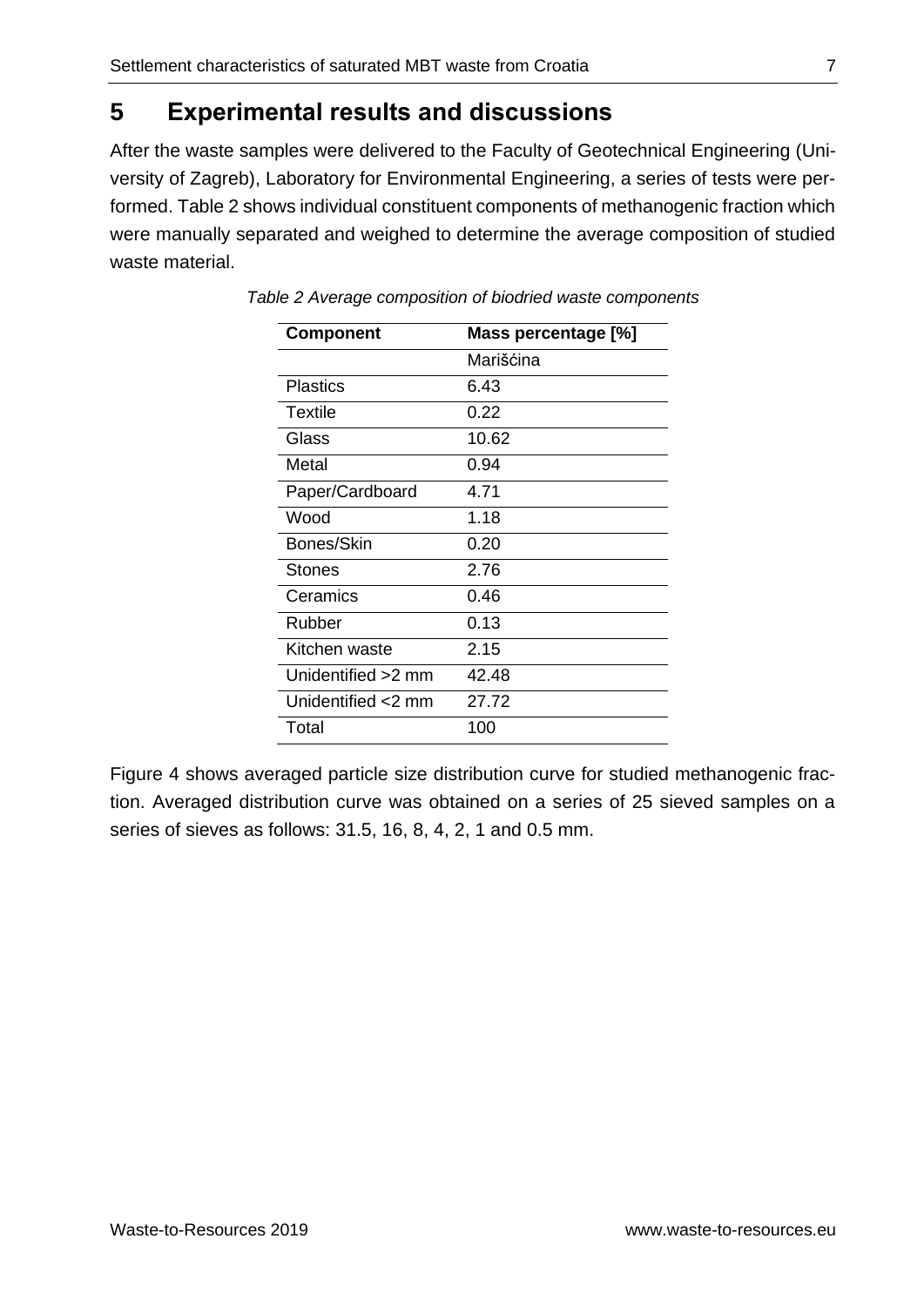# 5 Experimental results and discussions

After the waste samples were delivered to the Faculty of Geotechnical Engineering (University of Zagreb), Laboratory for Environmental Engineering, a series of tests were performed. Table 2 shows individual constituent components of methanogenic fraction which were manually separated and weighed to determine the average composition of studied waste material.

*Table 2 Average composition of biodried waste components*

| Component | Mass percentage [%] |
|---|---|
| | Marišćina |
| Plastics | 6.43 |
| Textile | 0.22 |
| Glass | 10.62 |
| Metal | 0.94 |
| Paper/Cardboard | 4.71 |
| Wood | 1.18 |
| Bones/Skin | 0.20 |
| Stones | 2.76 |
| Ceramics | 0.46 |
| Rubber | 0.13 |
| Kitchen waste | 2.15 |
| Unidentified >2 mm | 42.48 |
| Unidentified <2 mm | 27.72 |
| Total | 100 |

Figure 4 shows averaged particle size distribution curve for studied methanogenic fraction. Averaged distribution curve was obtained on a series of 25 sieved samples on a series of sieves as follows: 31.5, 16, 8, 4, 2, 1 and 0.5 mm.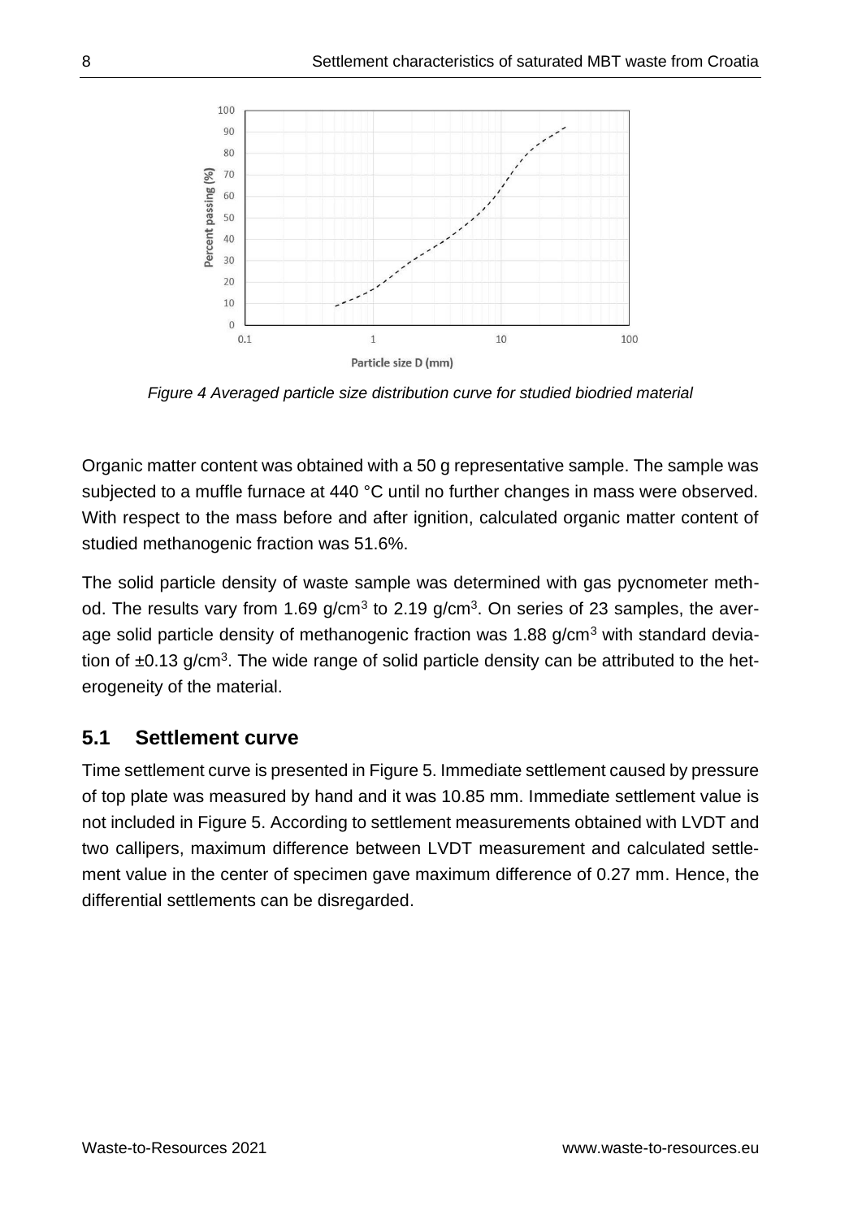*Figure 4 Averaged particle size distribution curve for studied biodried material*

Organic matter content was obtained with a 50 g representative sample. The sample was subjected to a muffle furnace at 440 °C until no further changes in mass were observed. With respect to the mass before and after ignition, calculated organic matter content of studied methanogenic fraction was 51.6%.

The solid particle density of waste sample was determined with gas pycnometer method. The results vary from 1.69 g/cm$^3$ to 2.19 g/cm$^3$. On series of 23 samples, the average solid particle density of methanogenic fraction was 1.88 g/cm$^3$ with standard deviation of ±0.13 g/cm$^3$. The wide range of solid particle density can be attributed to the heterogeneity of the material.

## 5.1 Settlement curve

Time settlement curve is presented in Figure 5. Immediate settlement caused by pressure of top plate was measured by hand and it was 10.85 mm. Immediate settlement value is not included in Figure 5. According to settlement measurements obtained with LVDT and two callipers, maximum difference between LVDT measurement and calculated settlement value in the center of specimen gave maximum difference of 0.27 mm. Hence, the differential settlements can be disregarded.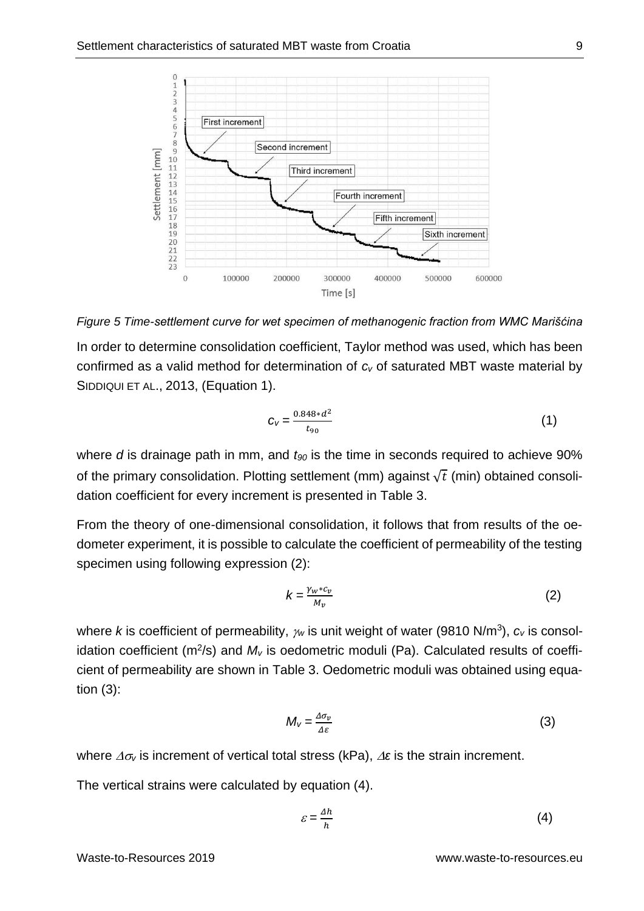*Figure 5 Time-settlement curve for wet specimen of methanogenic fraction from WMC Marišćina*

In order to determine consolidation coefficient, Taylor method was used, which has been confirmed as a valid method for determination of $c_v$ of saturated MBT waste material by SIDDIQUI ET AL., 2013, (Equation 1).

$$c_v = \frac{0.848 * d^2}{t_{90}} \quad (1)$$

where $d$ is drainage path in mm, and $t_{90}$ is the time in seconds required to achieve 90% of the primary consolidation. Plotting settlement (mm) against $\sqrt{t}$ (min) obtained consolidation coefficient for every increment is presented in Table 3.

From the theory of one-dimensional consolidation, it follows that from results of the oedometer experiment, it is possible to calculate the coefficient of permeability of the testing specimen using following expression (2):

$$k = \frac{\gamma_w * c_v}{M_v} \quad (2)$$

where $k$ is coefficient of permeability, $\gamma_w$ is unit weight of water (9810 N/m$^3$), $c_v$ is consolidation coefficient (m$^2$/s) and $M_v$ is oedometric moduli (Pa). Calculated results of coefficient of permeability are shown in Table 3. Oedometric moduli was obtained using equation (3):

$$M_v = \frac{\Delta\sigma_v}{\Delta\varepsilon} \quad (3)$$

where $\Delta\sigma_v$ is increment of vertical total stress (kPa), $\Delta\varepsilon$ is the strain increment.

The vertical strains were calculated by equation (4).

$$\varepsilon = \frac{\Delta h}{h} \quad (4)$$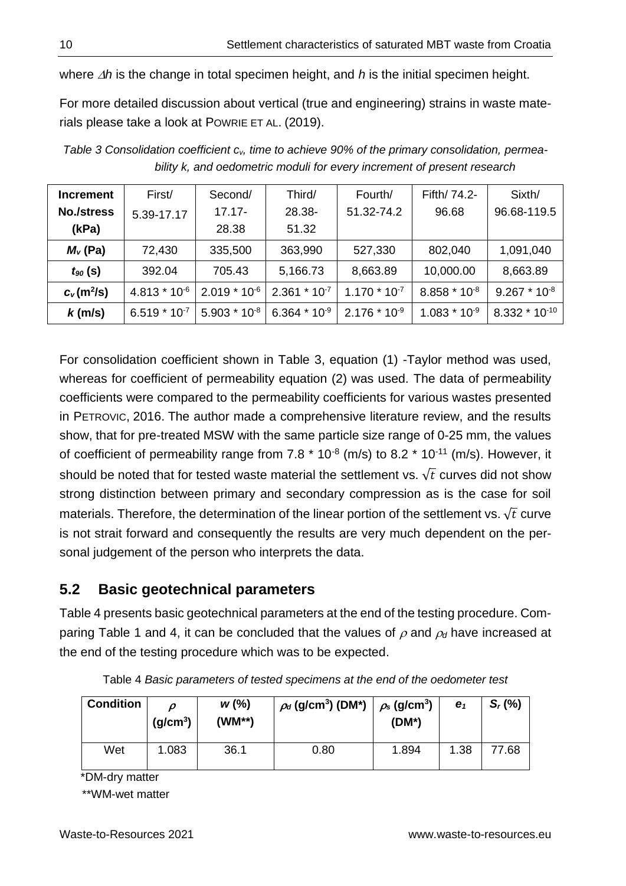where $\Delta h$ is the change in total specimen height, and $h$ is the initial specimen height.

For more detailed discussion about vertical (true and engineering) strains in waste materials please take a look at POWRIE ET AL. (2019).

*Table 3 Consolidation coefficient $c_v$, time to achieve 90% of the primary consolidation, permeability k, and oedometric moduli for every increment of present research*

| **Increment No./stress (kPa)** | First/ 5.39-17.17 | Second/ 17.17-28.38 | Third/ 28.38-51.32 | Fourth/ 51.32-74.2 | Fifth/ 74.2-96.68 | Sixth/ 96.68-119.5 |
|---|---|---|---|---|---|---|
| **$M_v$ (Pa)** | 72,430 | 335,500 | 363,990 | 527,330 | 802,040 | 1,091,040 |
| **$t_{90}$ (s)** | 392.04 | 705.43 | 5,166.73 | 8,663.89 | 10,000.00 | 8,663.89 |
| **$c_v$ (m$^2$/s)** | $4.813 * 10^{-6}$ | $2.019 * 10^{-6}$ | $2.361 * 10^{-7}$ | $1.170 * 10^{-7}$ | $8.858 * 10^{-8}$ | $9.267 * 10^{-8}$ |
| **$k$ (m/s)** | $6.519 * 10^{-7}$ | $5.903 * 10^{-8}$ | $6.364 * 10^{-9}$ | $2.176 * 10^{-9}$ | $1.083 * 10^{-9}$ | $8.332 * 10^{-10}$ |

For consolidation coefficient shown in Table 3, equation (1) -Taylor method was used, whereas for coefficient of permeability equation (2) was used. The data of permeability coefficients were compared to the permeability coefficients for various wastes presented in PETROVIC, 2016. The author made a comprehensive literature review, and the results show, that for pre-treated MSW with the same particle size range of 0-25 mm, the values of coefficient of permeability range from $7.8 * 10^{-8}$ (m/s) to $8.2 * 10^{-11}$ (m/s). However, it should be noted that for tested waste material the settlement vs. $\sqrt{t}$ curves did not show strong distinction between primary and secondary compression as is the case for soil materials. Therefore, the determination of the linear portion of the settlement vs. $\sqrt{t}$ curve is not strait forward and consequently the results are very much dependent on the personal judgement of the person who interprets the data.

## 5.2 Basic geotechnical parameters

Table 4 presents basic geotechnical parameters at the end of the testing procedure. Comparing Table 1 and 4, it can be concluded that the values of $\rho$ and $\rho_d$ have increased at the end of the testing procedure which was to be expected.

Table 4 *Basic parameters of tested specimens at the end of the oedometer test*

| **Condition** | **$\rho$ (g/cm$^3$)** | **$w$ (%) (WM**)** | **$\rho_d$ (g/cm$^3$) (DM*)** | **$\rho_s$ (g/cm$^3$) (DM*)** | **$e_1$** | **$S_r$ (%)** |
|---|---|---|---|---|---|---|
| Wet | 1.083 | 36.1 | 0.80 | 1.894 | 1.38 | 77.68 |

*DM-dry matter

**WM-wet matter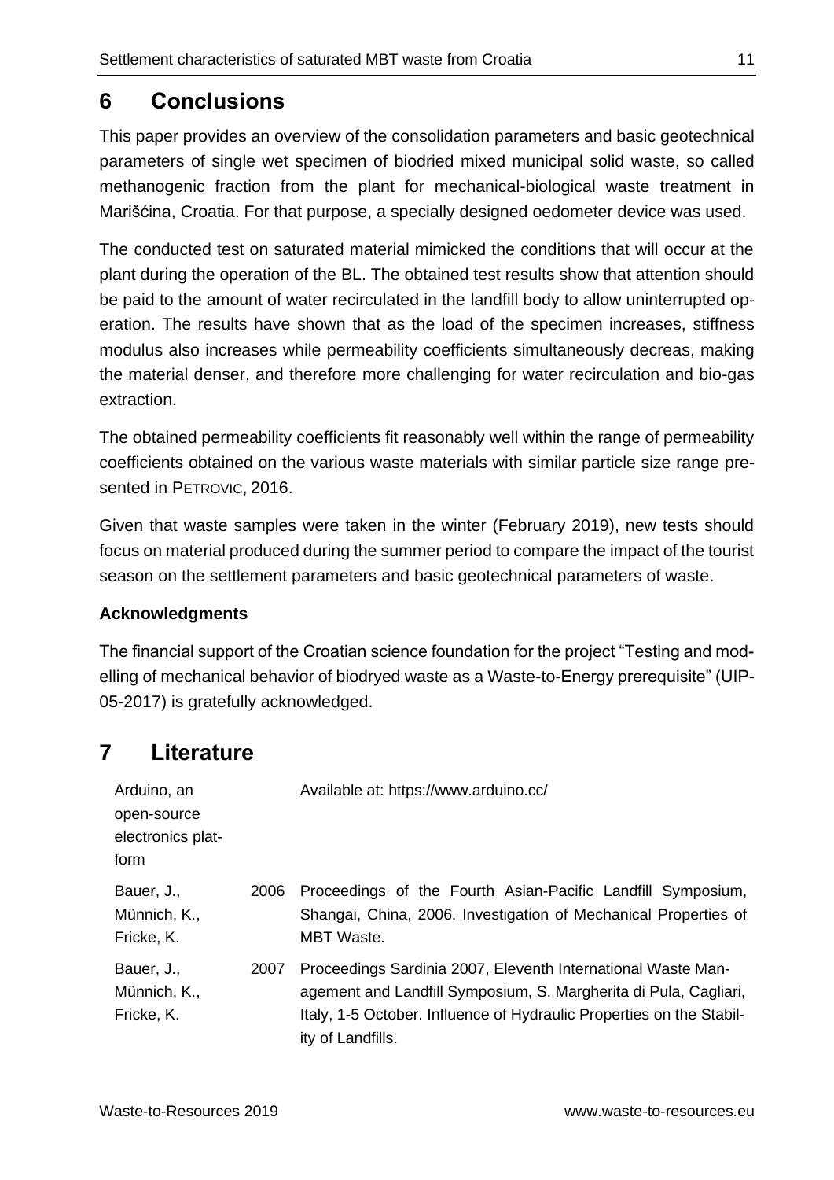# 6 Conclusions

This paper provides an overview of the consolidation parameters and basic geotechnical parameters of single wet specimen of biodried mixed municipal solid waste, so called methanogenic fraction from the plant for mechanical-biological waste treatment in Marišćina, Croatia. For that purpose, a specially designed oedometer device was used.

The conducted test on saturated material mimicked the conditions that will occur at the plant during the operation of the BL. The obtained test results show that attention should be paid to the amount of water recirculated in the landfill body to allow uninterrupted operation. The results have shown that as the load of the specimen increases, stiffness modulus also increases while permeability coefficients simultaneously decreas, making the material denser, and therefore more challenging for water recirculation and bio-gas extraction.

The obtained permeability coefficients fit reasonably well within the range of permeability coefficients obtained on the various waste materials with similar particle size range presented in PETROVIC, 2016.

Given that waste samples were taken in the winter (February 2019), new tests should focus on material produced during the summer period to compare the impact of the tourist season on the settlement parameters and basic geotechnical parameters of waste.

**Acknowledgments**

The financial support of the Croatian science foundation for the project "Testing and modelling of mechanical behavior of biodryed waste as a Waste-to-Energy prerequisite" (UIP-05-2017) is gratefully acknowledged.

# 7 Literature

| | | |
|---|---|---|
| Arduino, an open-source electronics platform | | Available at: https://www.arduino.cc/ |
| Bauer, J., Münnich, K., Fricke, K. | 2006 | Proceedings of the Fourth Asian-Pacific Landfill Symposium, Shangai, China, 2006. Investigation of Mechanical Properties of MBT Waste. |
| Bauer, J., Münnich, K., Fricke, K. | 2007 | Proceedings Sardinia 2007, Eleventh International Waste Management and Landfill Symposium, S. Margherita di Pula, Cagliari, Italy, 1-5 October. Influence of Hydraulic Properties on the Stability of Landfills. |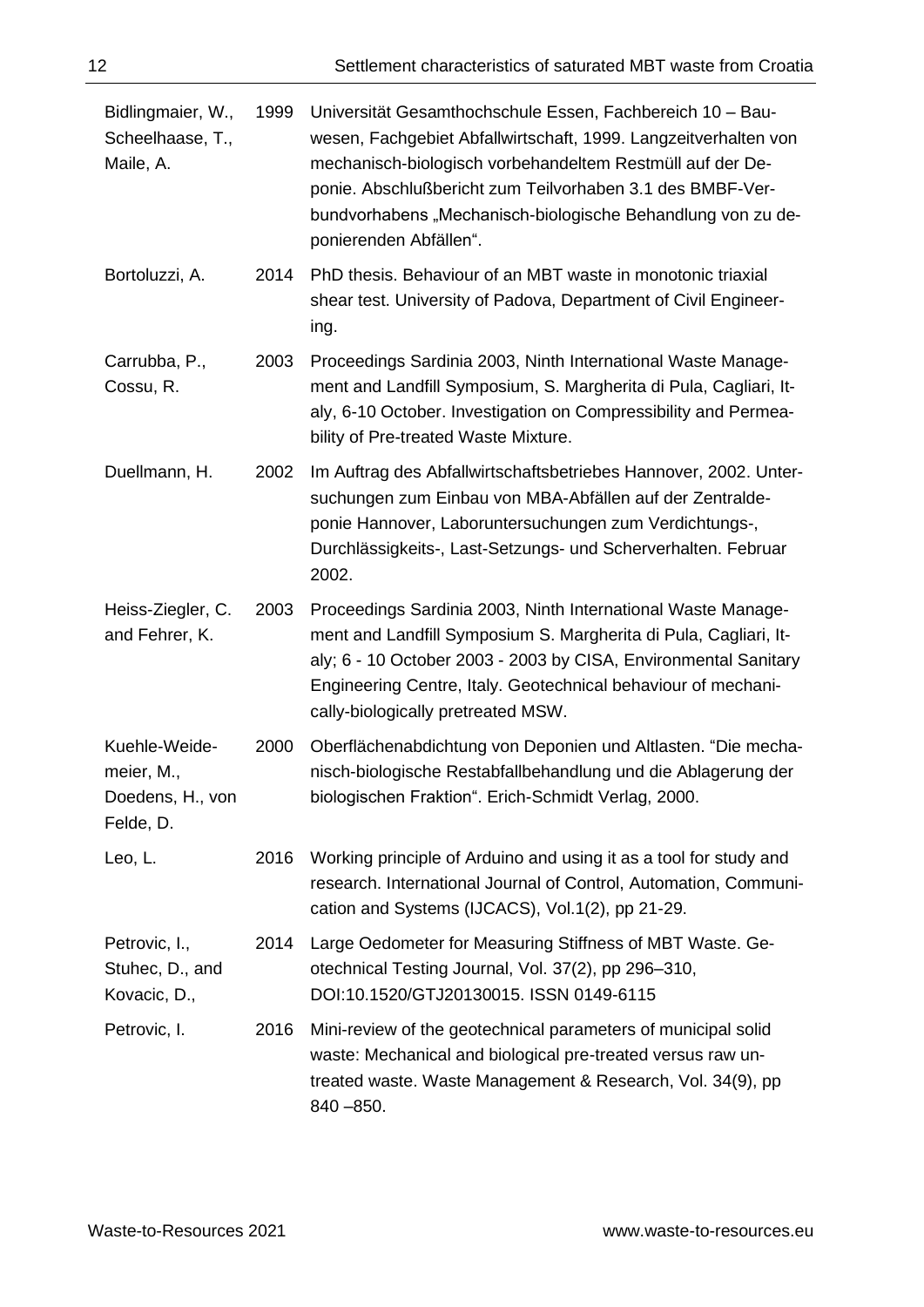| | | |
|---|---|---|
| Bidlingmaier, W., Scheelhaase, T., Maile, A. | 1999 | Universität Gesamthochschule Essen, Fachbereich 10 – Bauwesen, Fachgebiet Abfallwirtschaft, 1999. Langzeitverhalten von mechanisch-biologisch vorbehandeltem Restmüll auf der Deponie. Abschlußbericht zum Teilvorhaben 3.1 des BMBF-Verbundvorhabens „Mechanisch-biologische Behandlung von zu deponierenden Abfällen". |
| Bortoluzzi, A. | 2014 | PhD thesis. Behaviour of an MBT waste in monotonic triaxial shear test. University of Padova, Department of Civil Engineering. |
| Carrubba, P., Cossu, R. | 2003 | Proceedings Sardinia 2003, Ninth International Waste Management and Landfill Symposium, S. Margherita di Pula, Cagliari, Italy, 6-10 October. Investigation on Compressibility and Permeability of Pre-treated Waste Mixture. |
| Duellmann, H. | 2002 | Im Auftrag des Abfallwirtschaftsbetriebes Hannover, 2002. Untersuchungen zum Einbau von MBA-Abfällen auf der Zentraldeponie Hannover, Laboruntersuchungen zum Verdichtungs-, Durchlässigkeits-, Last-Setzungs- und Scherverhalten. Februar 2002. |
| Heiss-Ziegler, C. and Fehrer, K. | 2003 | Proceedings Sardinia 2003, Ninth International Waste Management and Landfill Symposium S. Margherita di Pula, Cagliari, Italy; 6 - 10 October 2003 - 2003 by CISA, Environmental Sanitary Engineering Centre, Italy. Geotechnical behaviour of mechanically-biologically pretreated MSW. |
| Kuehle-Weidemeier, M., Doedens, H., von Felde, D. | 2000 | Oberflächenabdichtung von Deponien und Altlasten. "Die mechanisch-biologische Restabfallbehandlung und die Ablagerung der biologischen Fraktion". Erich-Schmidt Verlag, 2000. |
| Leo, L. | 2016 | Working principle of Arduino and using it as a tool for study and research. International Journal of Control, Automation, Communication and Systems (IJCACS), Vol.1(2), pp 21-29. |
| Petrovic, I., Stuhec, D., and Kovacic, D., | 2014 | Large Oedometer for Measuring Stiffness of MBT Waste. Geotechnical Testing Journal, Vol. 37(2), pp 296–310, DOI:10.1520/GTJ20130015. ISSN 0149-6115 |
| Petrovic, I. | 2016 | Mini-review of the geotechnical parameters of municipal solid waste: Mechanical and biological pre-treated versus raw untreated waste. Waste Management & Research, Vol. 34(9), pp 840 –850. |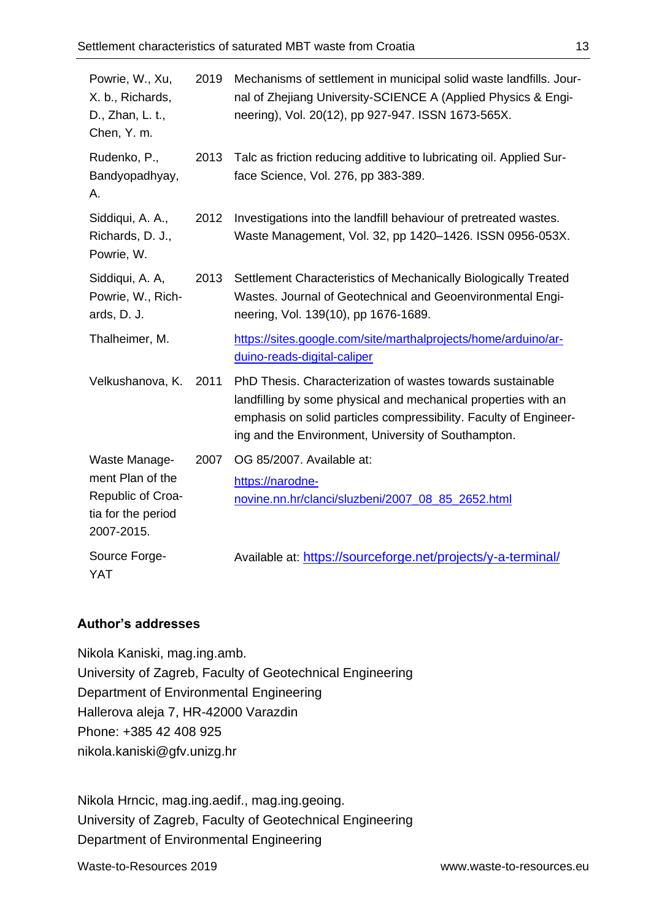| | | |
|---|---|---|
| Powrie, W., Xu, X. b., Richards, D., Zhan, L. t., Chen, Y. m. | 2019 | Mechanisms of settlement in municipal solid waste landfills. Journal of Zhejiang University-SCIENCE A (Applied Physics & Engineering), Vol. 20(12), pp 927-947. ISSN 1673-565X. |
| Rudenko, P., Bandyopadhyay, A. | 2013 | Talc as friction reducing additive to lubricating oil. Applied Surface Science, Vol. 276, pp 383-389. |
| Siddiqui, A. A., Richards, D. J., Powrie, W. | 2012 | Investigations into the landfill behaviour of pretreated wastes. Waste Management, Vol. 32, pp 1420–1426. ISSN 0956-053X. |
| Siddiqui, A. A, Powrie, W., Richards, D. J. | 2013 | Settlement Characteristics of Mechanically Biologically Treated Wastes. Journal of Geotechnical and Geoenvironmental Engineering, Vol. 139(10), pp 1676-1689. |
| Thalheimer, M. | | https://sites.google.com/site/marthalprojects/home/arduino/arduino-reads-digital-caliper |
| Velkushanova, K. | 2011 | PhD Thesis. Characterization of wastes towards sustainable landfilling by some physical and mechanical properties with an emphasis on solid particles compressibility. Faculty of Engineering and the Environment, University of Southampton. |
| Waste Management Plan of the Republic of Croatia for the period 2007-2015. | 2007 | OG 85/2007. Available at: https://narodne-novine.nn.hr/clanci/sluzbeni/2007_08_85_2652.html |
| Source Forge-YAT | | Available at: https://sourceforge.net/projects/y-a-terminal/ |

## Author's addresses

Nikola Kaniski, mag.ing.amb.
University of Zagreb, Faculty of Geotechnical Engineering
Department of Environmental Engineering
Hallerova aleja 7, HR-42000 Varazdin
Phone: +385 42 408 925
nikola.kaniski@gfv.unizg.hr

Nikola Hrncic, mag.ing.aedif., mag.ing.geoing.
University of Zagreb, Faculty of Geotechnical Engineering
Department of Environmental Engineering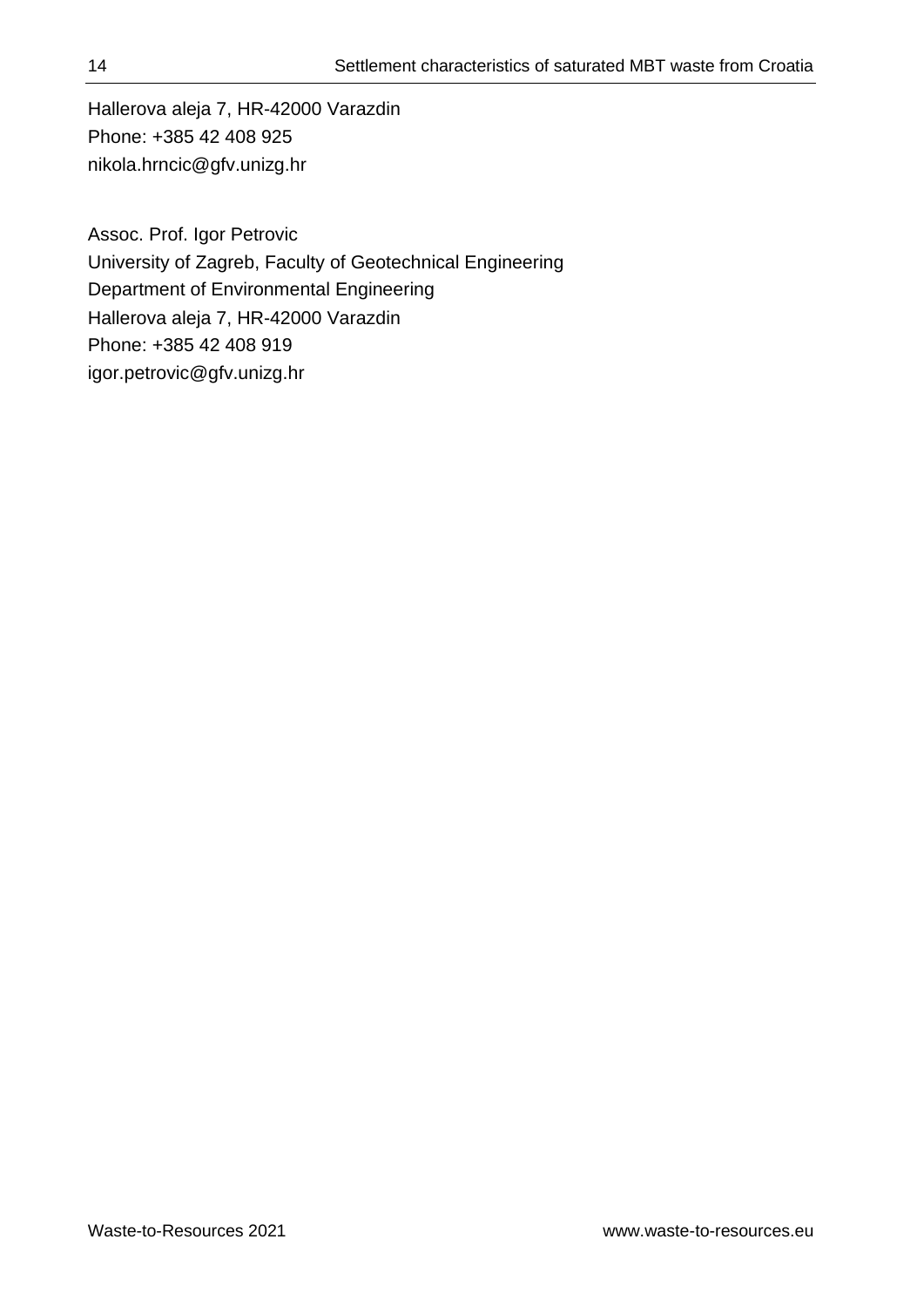Hallerova aleja 7, HR-42000 Varazdin
Phone: +385 42 408 925
nikola.hrncic@gfv.unizg.hr

Assoc. Prof. Igor Petrovic
University of Zagreb, Faculty of Geotechnical Engineering
Department of Environmental Engineering
Hallerova aleja 7, HR-42000 Varazdin
Phone: +385 42 408 919
igor.petrovic@gfv.unizg.hr